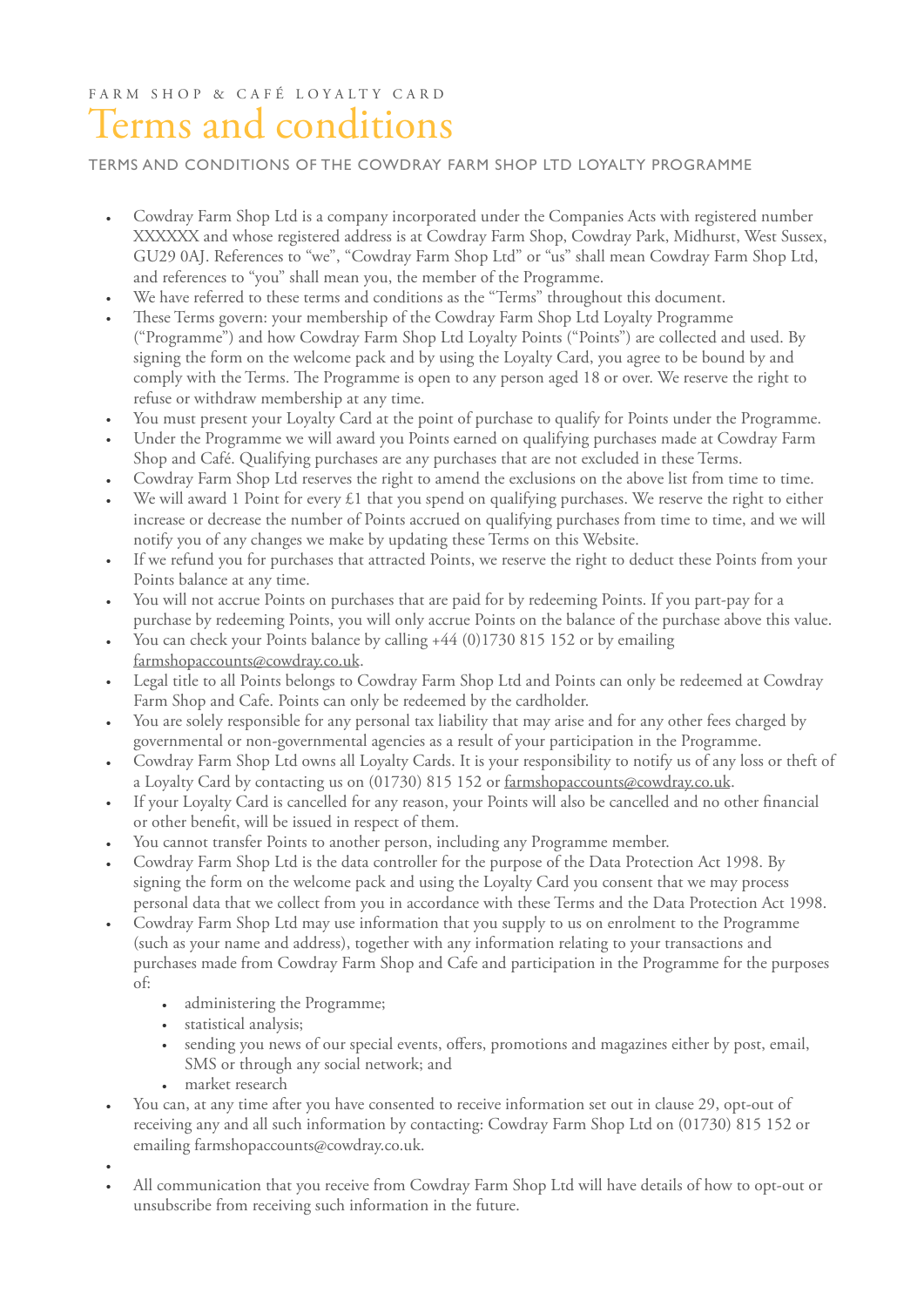FARM SHOP & CAFÉ LOYALTY CARD

# Terms and conditions

## TERMS AND CONDITIONS OF THE COWDRAY FARM SHOP LTD LOYALTY PROGRAMME

- Cowdray Farm Shop Ltd is a company incorporated under the Companies Acts with registered number XXXXXX and whose registered address is at Cowdray Farm Shop, Cowdray Park, Midhurst, West Sussex, GU29 0AJ. References to "we", "Cowdray Farm Shop Ltd" or "us" shall mean Cowdray Farm Shop Ltd, and references to "you" shall mean you, the member of the Programme.
- We have referred to these terms and conditions as the "Terms" throughout this document.
- These Terms govern: your membership of the Cowdray Farm Shop Ltd Loyalty Programme ("Programme") and how Cowdray Farm Shop Ltd Loyalty Points ("Points") are collected and used. By signing the form on the welcome pack and by using the Loyalty Card, you agree to be bound by and comply with the Terms. The Programme is open to any person aged 18 or over. We reserve the right to refuse or withdraw membership at any time.
- You must present your Loyalty Card at the point of purchase to qualify for Points under the Programme.
- Under the Programme we will award you Points earned on qualifying purchases made at Cowdray Farm Shop and Café. Qualifying purchases are any purchases that are not excluded in these Terms.
- Cowdray Farm Shop Ltd reserves the right to amend the exclusions on the above list from time to time.
- We will award 1 Point for every £1 that you spend on qualifying purchases. We reserve the right to either increase or decrease the number of Points accrued on qualifying purchases from time to time, and we will notify you of any changes we make by updating these Terms on this Website.
- If we refund you for purchases that attracted Points, we reserve the right to deduct these Points from your Points balance at any time.
- You will not accrue Points on purchases that are paid for by redeeming Points. If you part-pay for a purchase by redeeming Points, you will only accrue Points on the balance of the purchase above this value.
- You can check your Points balance by calling +44 (0)1730 815 152 or by emailing farmshopaccounts@cowdray.co.uk.
- Legal title to all Points belongs to Cowdray Farm Shop Ltd and Points can only be redeemed at Cowdray Farm Shop and Cafe. Points can only be redeemed by the cardholder.
- You are solely responsible for any personal tax liability that may arise and for any other fees charged by governmental or non-governmental agencies as a result of your participation in the Programme.
- Cowdray Farm Shop Ltd owns all Loyalty Cards. It is your responsibility to notify us of any loss or theft of a Loyalty Card by contacting us on (01730) 815 152 or farmshopaccounts@cowdray.co.uk.
- If your Loyalty Card is cancelled for any reason, your Points will also be cancelled and no other financial or other benefit, will be issued in respect of them.
- You cannot transfer Points to another person, including any Programme member.
- Cowdray Farm Shop Ltd is the data controller for the purpose of the Data Protection Act 1998. By signing the form on the welcome pack and using the Loyalty Card you consent that we may process personal data that we collect from you in accordance with these Terms and the Data Protection Act 1998.
- Cowdray Farm Shop Ltd may use information that you supply to us on enrolment to the Programme (such as your name and address), together with any information relating to your transactions and purchases made from Cowdray Farm Shop and Cafe and participation in the Programme for the purposes of:
  - administering the Programme;
  - statistical analysis;
  - sending you news of our special events, offers, promotions and magazines either by post, email, SMS or through any social network; and
  - market research
- You can, at any time after you have consented to receive information set out in clause 29, opt-out of receiving any and all such information by contacting: Cowdray Farm Shop Ltd on (01730) 815 152 or emailing farmshopaccounts@cowdray.co.uk.
- All communication that you receive from Cowdray Farm Shop Ltd will have details of how to opt-out or unsubscribe from receiving such information in the future.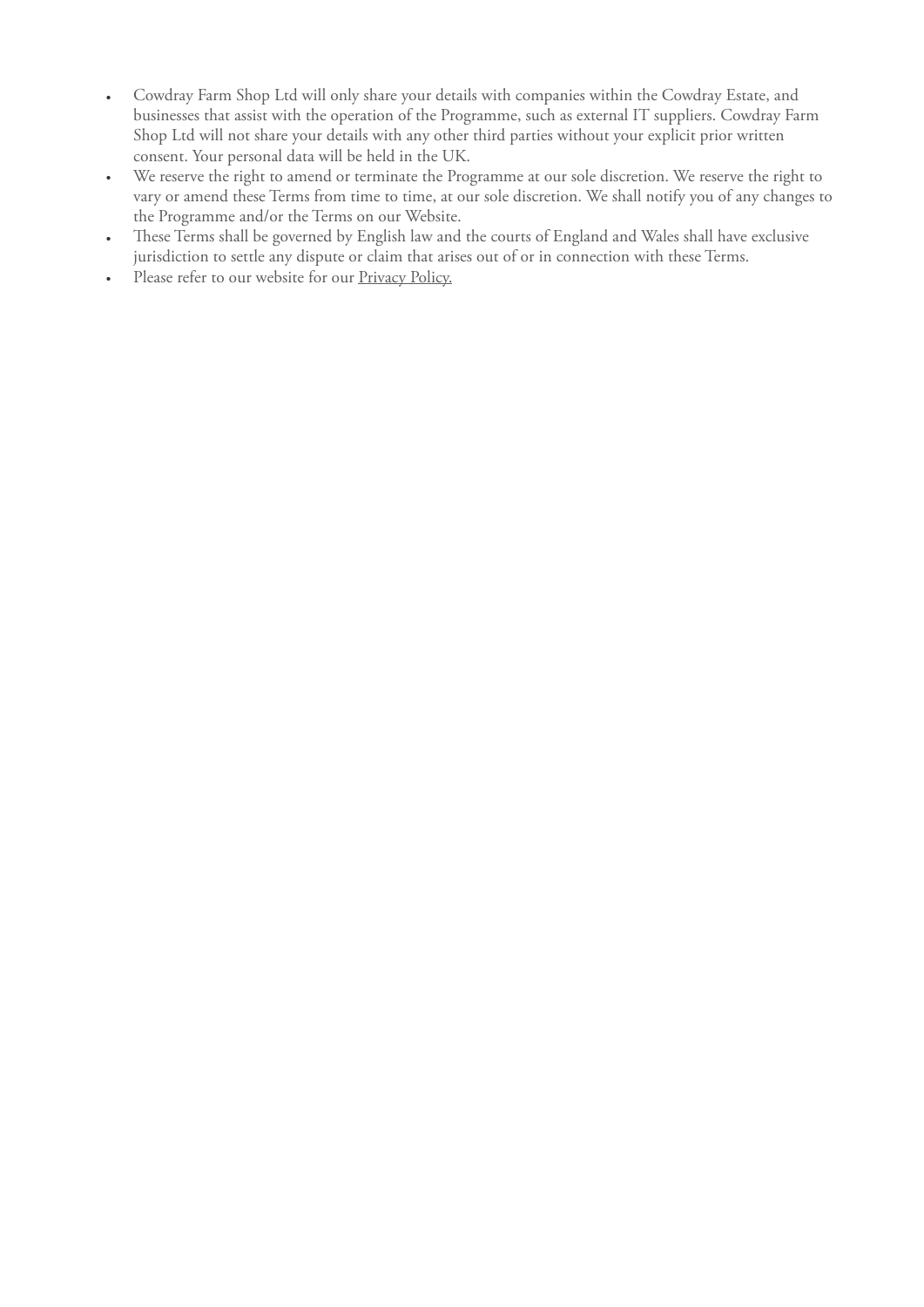- Cowdray Farm Shop Ltd will only share your details with companies within the Cowdray Estate, and businesses that assist with the operation of the Programme, such as external IT suppliers. Cowdray Farm Shop Ltd will not share your details with any other third parties without your explicit prior written consent. Your personal data will be held in the UK.
- We reserve the right to amend or terminate the Programme at our sole discretion. We reserve the right to vary or amend these Terms from time to time, at our sole discretion. We shall notify you of any changes to the Programme and/or the Terms on our Website.
- These Terms shall be governed by English law and the courts of England and Wales shall have exclusive jurisdiction to settle any dispute or claim that arises out of or in connection with these Terms.
- Please refer to our website for our Privacy Policy.